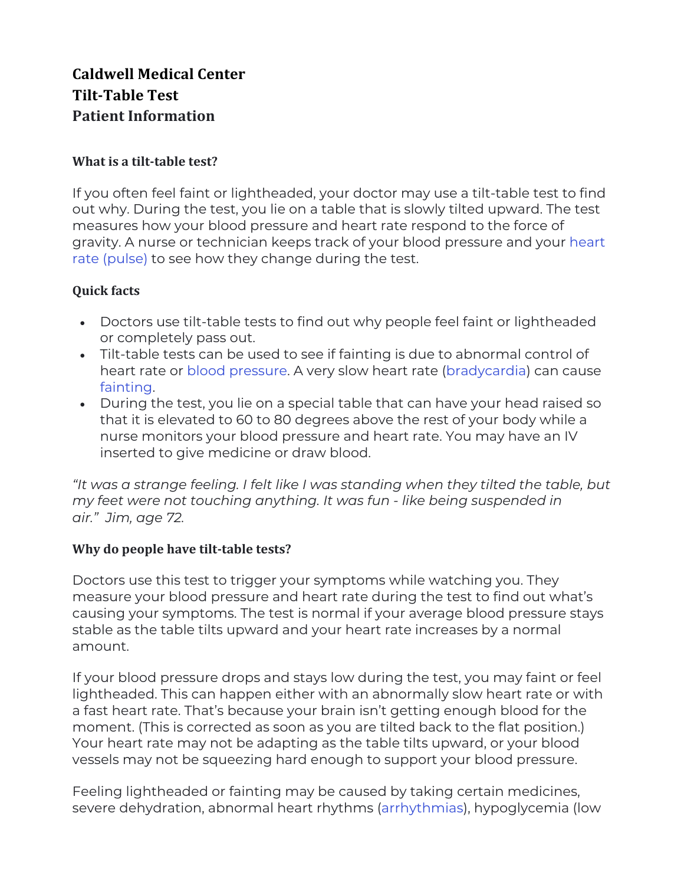# Caldwell Medical Center
# Tilt-Table Test
# Patient Information

### What is a tilt-table test?

If you often feel faint or lightheaded, your doctor may use a tilt-table test to find out why. During the test, you lie on a table that is slowly tilted upward. The test measures how your blood pressure and heart rate respond to the force of gravity. A nurse or technician keeps track of your blood pressure and your heart rate (pulse) to see how they change during the test.

### Quick facts

- Doctors use tilt-table tests to find out why people feel faint or lightheaded or completely pass out.
- Tilt-table tests can be used to see if fainting is due to abnormal control of heart rate or blood pressure. A very slow heart rate (bradycardia) can cause fainting.
- During the test, you lie on a special table that can have your head raised so that it is elevated to 60 to 80 degrees above the rest of your body while a nurse monitors your blood pressure and heart rate. You may have an IV inserted to give medicine or draw blood.

*"It was a strange feeling. I felt like I was standing when they tilted the table, but my feet were not touching anything. It was fun - like being suspended in air." Jim, age 72.*

### Why do people have tilt-table tests?

Doctors use this test to trigger your symptoms while watching you. They measure your blood pressure and heart rate during the test to find out what's causing your symptoms. The test is normal if your average blood pressure stays stable as the table tilts upward and your heart rate increases by a normal amount.

If your blood pressure drops and stays low during the test, you may faint or feel lightheaded. This can happen either with an abnormally slow heart rate or with a fast heart rate. That's because your brain isn't getting enough blood for the moment. (This is corrected as soon as you are tilted back to the flat position.) Your heart rate may not be adapting as the table tilts upward, or your blood vessels may not be squeezing hard enough to support your blood pressure.

Feeling lightheaded or fainting may be caused by taking certain medicines, severe dehydration, abnormal heart rhythms (arrhythmias), hypoglycemia (low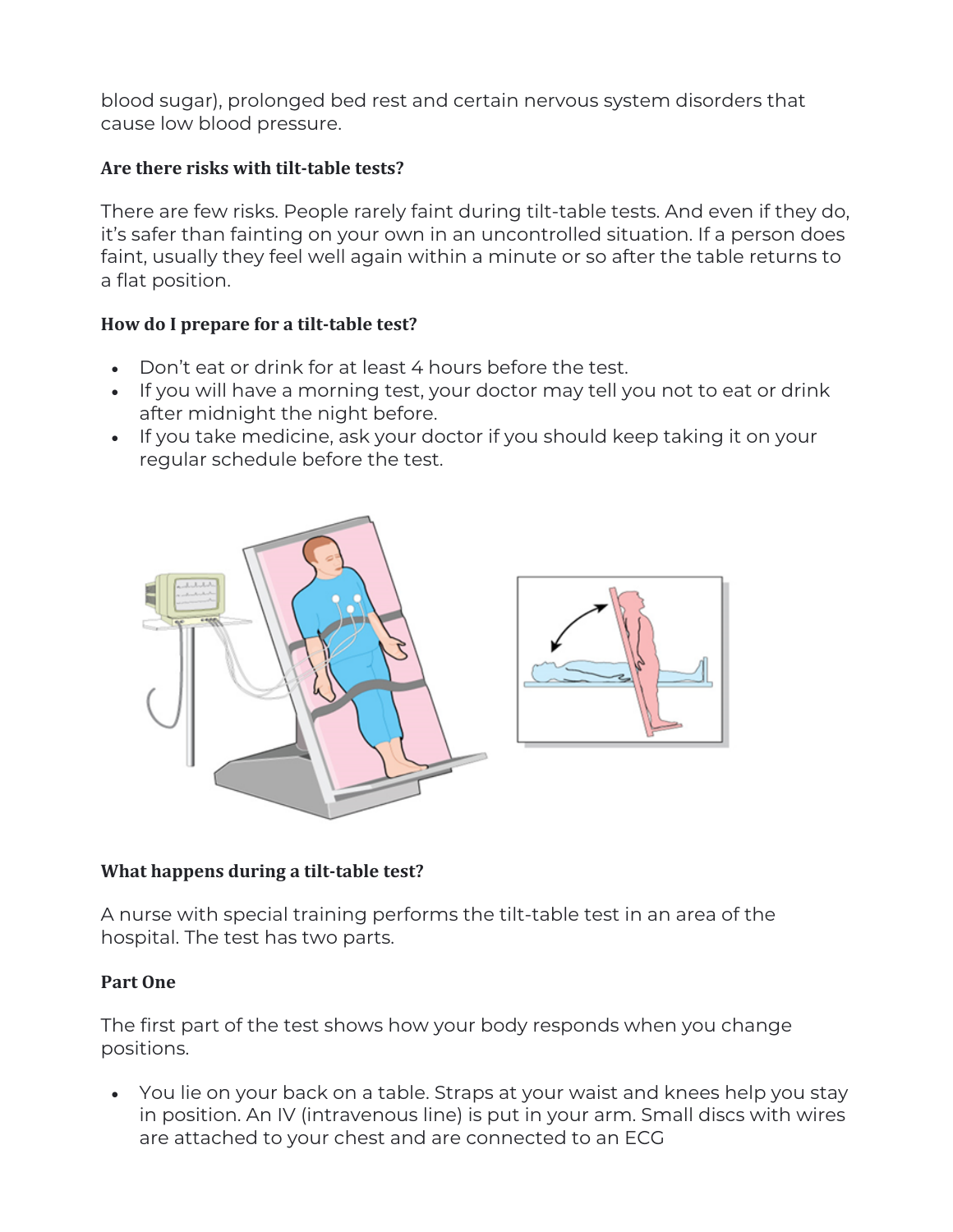blood sugar), prolonged bed rest and certain nervous system disorders that cause low blood pressure.

### Are there risks with tilt-table tests?

There are few risks. People rarely faint during tilt-table tests. And even if they do, it's safer than fainting on your own in an uncontrolled situation. If a person does faint, usually they feel well again within a minute or so after the table returns to a flat position.

### How do I prepare for a tilt-table test?

- Don't eat or drink for at least 4 hours before the test.
- If you will have a morning test, your doctor may tell you not to eat or drink after midnight the night before.
- If you take medicine, ask your doctor if you should keep taking it on your regular schedule before the test.

### What happens during a tilt-table test?

A nurse with special training performs the tilt-table test in an area of the hospital. The test has two parts.

### Part One

The first part of the test shows how your body responds when you change positions.

- You lie on your back on a table. Straps at your waist and knees help you stay in position. An IV (intravenous line) is put in your arm. Small discs with wires are attached to your chest and are connected to an ECG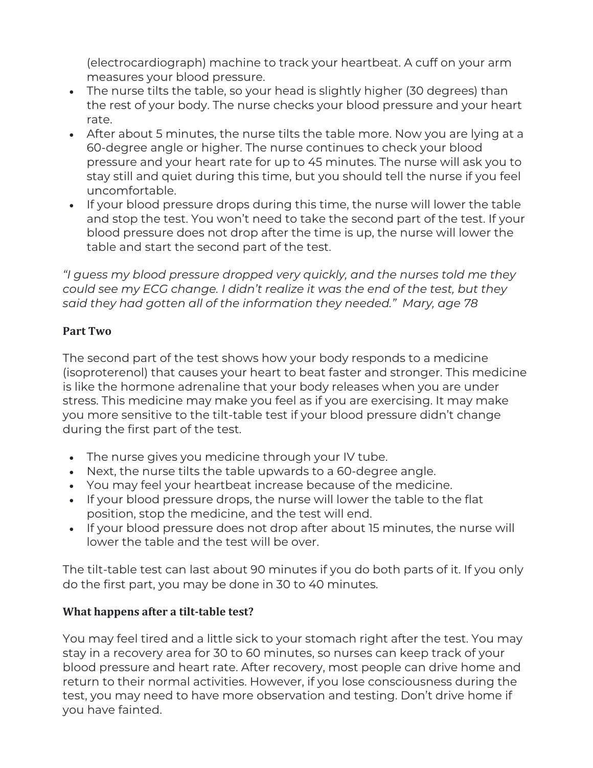(electrocardiograph) machine to track your heartbeat. A cuff on your arm measures your blood pressure.
- The nurse tilts the table, so your head is slightly higher (30 degrees) than the rest of your body. The nurse checks your blood pressure and your heart rate.
- After about 5 minutes, the nurse tilts the table more. Now you are lying at a 60-degree angle or higher. The nurse continues to check your blood pressure and your heart rate for up to 45 minutes. The nurse will ask you to stay still and quiet during this time, but you should tell the nurse if you feel uncomfortable.
- If your blood pressure drops during this time, the nurse will lower the table and stop the test. You won't need to take the second part of the test. If your blood pressure does not drop after the time is up, the nurse will lower the table and start the second part of the test.

*"I guess my blood pressure dropped very quickly, and the nurses told me they could see my ECG change. I didn't realize it was the end of the test, but they said they had gotten all of the information they needed." Mary, age 78*

**Part Two**

The second part of the test shows how your body responds to a medicine (isoproterenol) that causes your heart to beat faster and stronger. This medicine is like the hormone adrenaline that your body releases when you are under stress. This medicine may make you feel as if you are exercising. It may make you more sensitive to the tilt-table test if your blood pressure didn't change during the first part of the test.

- The nurse gives you medicine through your IV tube.
- Next, the nurse tilts the table upwards to a 60-degree angle.
- You may feel your heartbeat increase because of the medicine.
- If your blood pressure drops, the nurse will lower the table to the flat position, stop the medicine, and the test will end.
- If your blood pressure does not drop after about 15 minutes, the nurse will lower the table and the test will be over.

The tilt-table test can last about 90 minutes if you do both parts of it. If you only do the first part, you may be done in 30 to 40 minutes.

### What happens after a tilt-table test?

You may feel tired and a little sick to your stomach right after the test. You may stay in a recovery area for 30 to 60 minutes, so nurses can keep track of your blood pressure and heart rate. After recovery, most people can drive home and return to their normal activities. However, if you lose consciousness during the test, you may need to have more observation and testing. Don't drive home if you have fainted.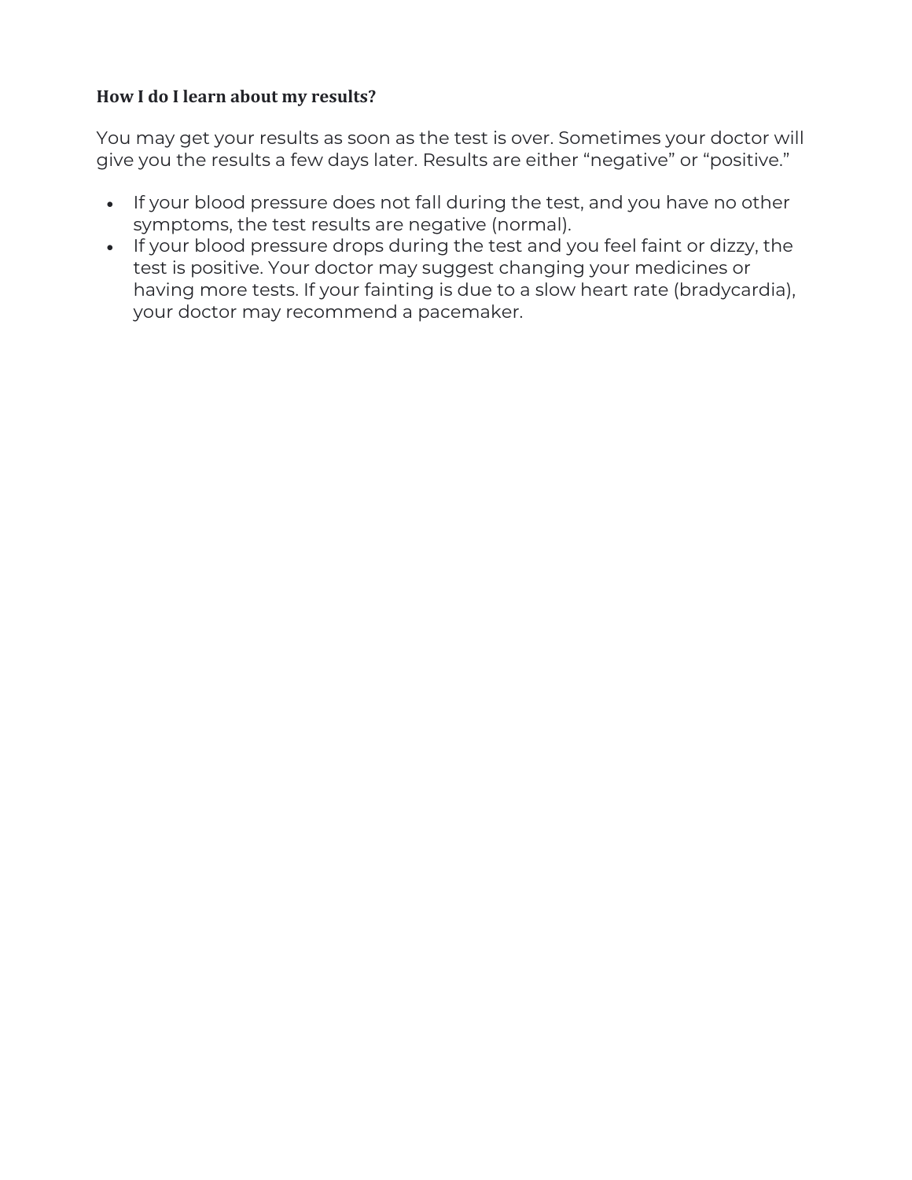**How I do I learn about my results?**

You may get your results as soon as the test is over. Sometimes your doctor will give you the results a few days later. Results are either “negative” or “positive.”

- If your blood pressure does not fall during the test, and you have no other symptoms, the test results are negative (normal).
- If your blood pressure drops during the test and you feel faint or dizzy, the test is positive. Your doctor may suggest changing your medicines or having more tests. If your fainting is due to a slow heart rate (bradycardia), your doctor may recommend a pacemaker.